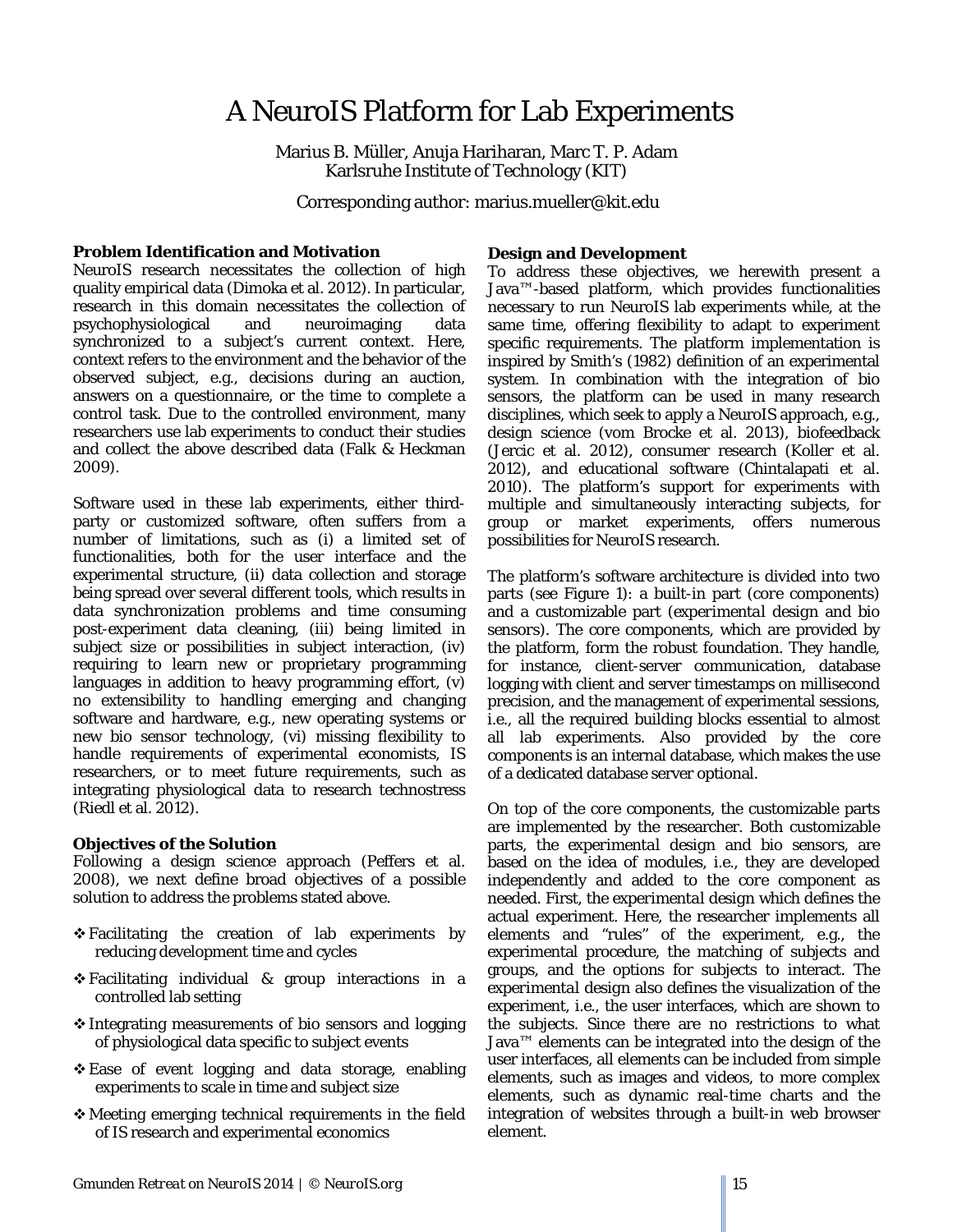# A NeuroIS Platform for Lab Experiments

Marius B. Müller, Anuja Hariharan, Marc T. P. Adam
Karlsruhe Institute of Technology (KIT)

Corresponding author: marius.mueller@kit.edu

**Problem Identification and Motivation**

NeuroIS research necessitates the collection of high quality empirical data (Dimoka et al. 2012). In particular, research in this domain necessitates the collection of psychophysiological and neuroimaging data synchronized to a subject's current context. Here, context refers to the environment and the behavior of the observed subject, e.g., decisions during an auction, answers on a questionnaire, or the time to complete a control task. Due to the controlled environment, many researchers use lab experiments to conduct their studies and collect the above described data (Falk & Heckman 2009).

Software used in these lab experiments, either third-party or customized software, often suffers from a number of limitations, such as (i) a limited set of functionalities, both for the user interface and the experimental structure, (ii) data collection and storage being spread over several different tools, which results in data synchronization problems and time consuming post-experiment data cleaning, (iii) being limited in subject size or possibilities in subject interaction, (iv) requiring to learn new or proprietary programming languages in addition to heavy programming effort, (v) no extensibility to handling emerging and changing software and hardware, e.g., new operating systems or new bio sensor technology, (vi) missing flexibility to handle requirements of experimental economists, IS researchers, or to meet future requirements, such as integrating physiological data to research technostress (Riedl et al. 2012).

**Objectives of the Solution**

Following a design science approach (Peffers et al. 2008), we next define broad objectives of a possible solution to address the problems stated above.

- Facilitating the creation of lab experiments by reducing development time and cycles
- Facilitating individual & group interactions in a controlled lab setting
- Integrating measurements of bio sensors and logging of physiological data specific to subject events
- Ease of event logging and data storage, enabling experiments to scale in time and subject size
- Meeting emerging technical requirements in the field of IS research and experimental economics

**Design and Development**

To address these objectives, we herewith present a Java™-based platform, which provides functionalities necessary to run NeuroIS lab experiments while, at the same time, offering flexibility to adapt to experiment specific requirements. The platform implementation is inspired by Smith's (1982) definition of an experimental system. In combination with the integration of bio sensors, the platform can be used in many research disciplines, which seek to apply a NeuroIS approach, e.g., design science (vom Brocke et al. 2013), biofeedback (Jercic et al. 2012), consumer research (Koller et al. 2012), and educational software (Chintalapati et al. 2010). The platform's support for experiments with multiple and simultaneously interacting subjects, for group or market experiments, offers numerous possibilities for NeuroIS research.

The platform's software architecture is divided into two parts (see Figure 1): a built-in part (*core components*) and a customizable part (*experimental design* and *bio sensors*). The core components, which are provided by the platform, form the robust foundation. They handle, for instance, client-server communication, database logging with client and server timestamps on millisecond precision, and the management of experimental sessions, i.e., all the required building blocks essential to almost all lab experiments. Also provided by the core components is an internal database, which makes the use of a dedicated database server optional.

On top of the core components, the customizable parts are implemented by the researcher. Both customizable parts, the experimental design and bio sensors, are based on the idea of modules, i.e., they are developed independently and added to the core component as needed. First, the *experimental design* which defines the actual experiment. Here, the researcher implements all elements and "rules" of the experiment, e.g., the experimental procedure, the matching of subjects and groups, and the options for subjects to interact. The experimental design also defines the visualization of the experiment, i.e., the user interfaces, which are shown to the subjects. Since there are no restrictions to what Java™ elements can be integrated into the design of the user interfaces, all elements can be included from simple elements, such as images and videos, to more complex elements, such as dynamic real-time charts and the integration of websites through a built-in web browser element.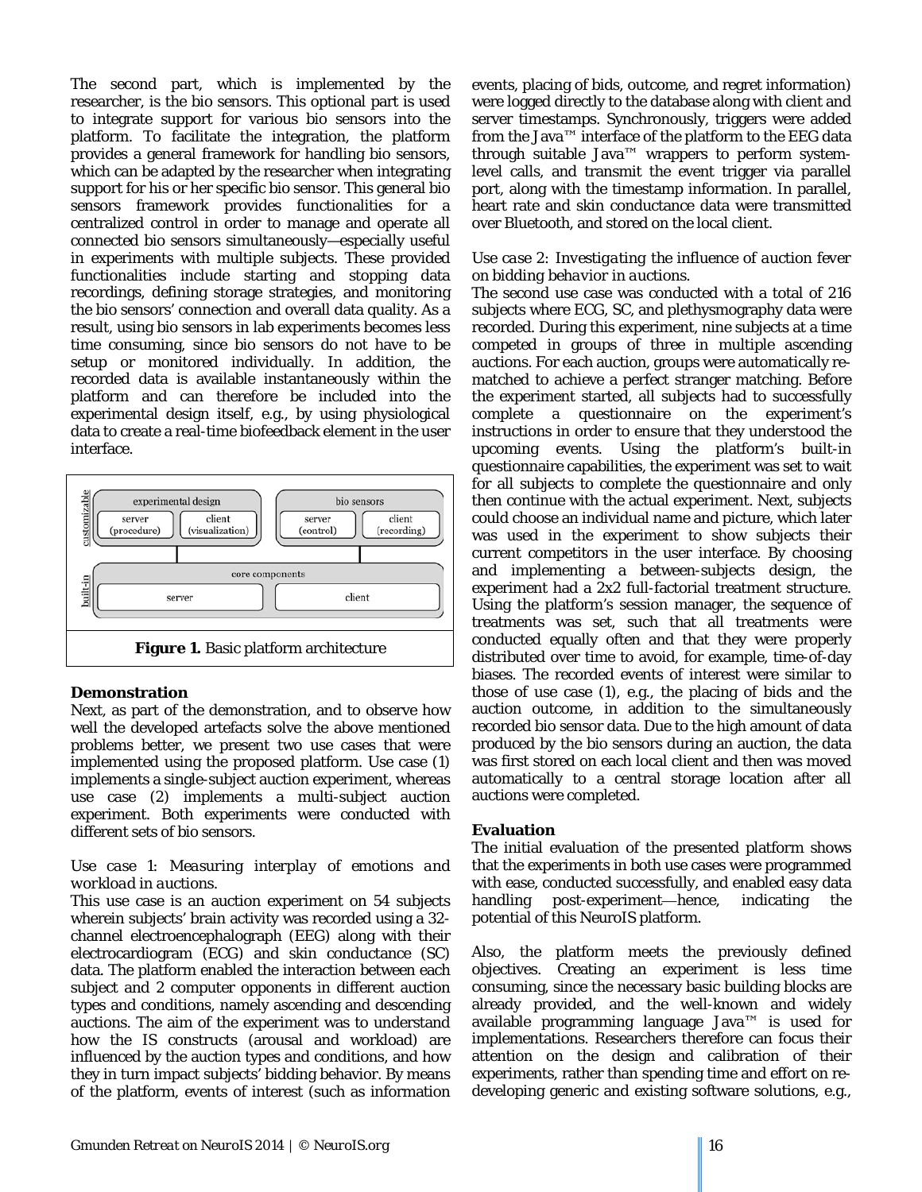The second part, which is implemented by the researcher, is the bio sensors. This optional part is used to integrate support for various bio sensors into the platform. To facilitate the integration, the platform provides a general framework for handling bio sensors, which can be adapted by the researcher when integrating support for his or her specific bio sensor. This general bio sensors framework provides functionalities for a centralized control in order to manage and operate all connected bio sensors simultaneously—especially useful in experiments with multiple subjects. These provided functionalities include starting and stopping data recordings, defining storage strategies, and monitoring the bio sensors' connection and overall data quality. As a result, using bio sensors in lab experiments becomes less time consuming, since bio sensors do not have to be setup or monitored individually. In addition, the recorded data is available instantaneously within the platform and can therefore be included into the experimental design itself, e.g., by using physiological data to create a real-time biofeedback element in the user interface.

| customizable | experimental design: server (procedure), client (visualization) | bio sensors: server (control), client (recording) |
|---|---|---|
| built-in | core components: server | client |

**Figure 1.** Basic platform architecture

### Demonstration

Next, as part of the demonstration, and to observe how well the developed artefacts solve the above mentioned problems better, we present two use cases that were implemented using the proposed platform. Use case (1) implements a single-subject auction experiment, whereas use case (2) implements a multi-subject auction experiment. Both experiments were conducted with different sets of bio sensors.

*Use case 1: Measuring interplay of emotions and workload in auctions.*

This use case is an auction experiment on 54 subjects wherein subjects' brain activity was recorded using a 32-channel electroencephalograph (EEG) along with their electrocardiogram (ECG) and skin conductance (SC) data. The platform enabled the interaction between each subject and 2 computer opponents in different auction types and conditions, namely ascending and descending auctions. The aim of the experiment was to understand how the IS constructs (arousal and workload) are influenced by the auction types and conditions, and how they in turn impact subjects' bidding behavior. By means of the platform, events of interest (such as information events, placing of bids, outcome, and regret information) were logged directly to the database along with client and server timestamps. Synchronously, triggers were added from the Java™ interface of the platform to the EEG data through suitable Java™ wrappers to perform system-level calls, and transmit the event trigger via parallel port, along with the timestamp information. In parallel, heart rate and skin conductance data were transmitted over Bluetooth, and stored on the local client.

*Use case 2: Investigating the influence of auction fever on bidding behavior in auctions.*

The second use case was conducted with a total of 216 subjects where ECG, SC, and plethysmography data were recorded. During this experiment, nine subjects at a time competed in groups of three in multiple ascending auctions. For each auction, groups were automatically re-matched to achieve a perfect stranger matching. Before the experiment started, all subjects had to successfully complete a questionnaire on the experiment's instructions in order to ensure that they understood the upcoming events. Using the platform's built-in questionnaire capabilities, the experiment was set to wait for all subjects to complete the questionnaire and only then continue with the actual experiment. Next, subjects could choose an individual name and picture, which later was used in the experiment to show subjects their current competitors in the user interface. By choosing and implementing a between-subjects design, the experiment had a 2x2 full-factorial treatment structure. Using the platform's session manager, the sequence of treatments was set, such that all treatments were conducted equally often and that they were properly distributed over time to avoid, for example, time-of-day biases. The recorded events of interest were similar to those of use case (1), e.g., the placing of bids and the auction outcome, in addition to the simultaneously recorded bio sensor data. Due to the high amount of data produced by the bio sensors during an auction, the data was first stored on each local client and then was moved automatically to a central storage location after all auctions were completed.

### Evaluation

The initial evaluation of the presented platform shows that the experiments in both use cases were programmed with ease, conducted successfully, and enabled easy data handling post-experiment—hence, indicating the potential of this NeuroIS platform.

Also, the platform meets the previously defined objectives. Creating an experiment is less time consuming, since the necessary basic building blocks are already provided, and the well-known and widely available programming language Java™ is used for implementations. Researchers therefore can focus their attention on the design and calibration of their experiments, rather than spending time and effort on re-developing generic and existing software solutions, e.g.,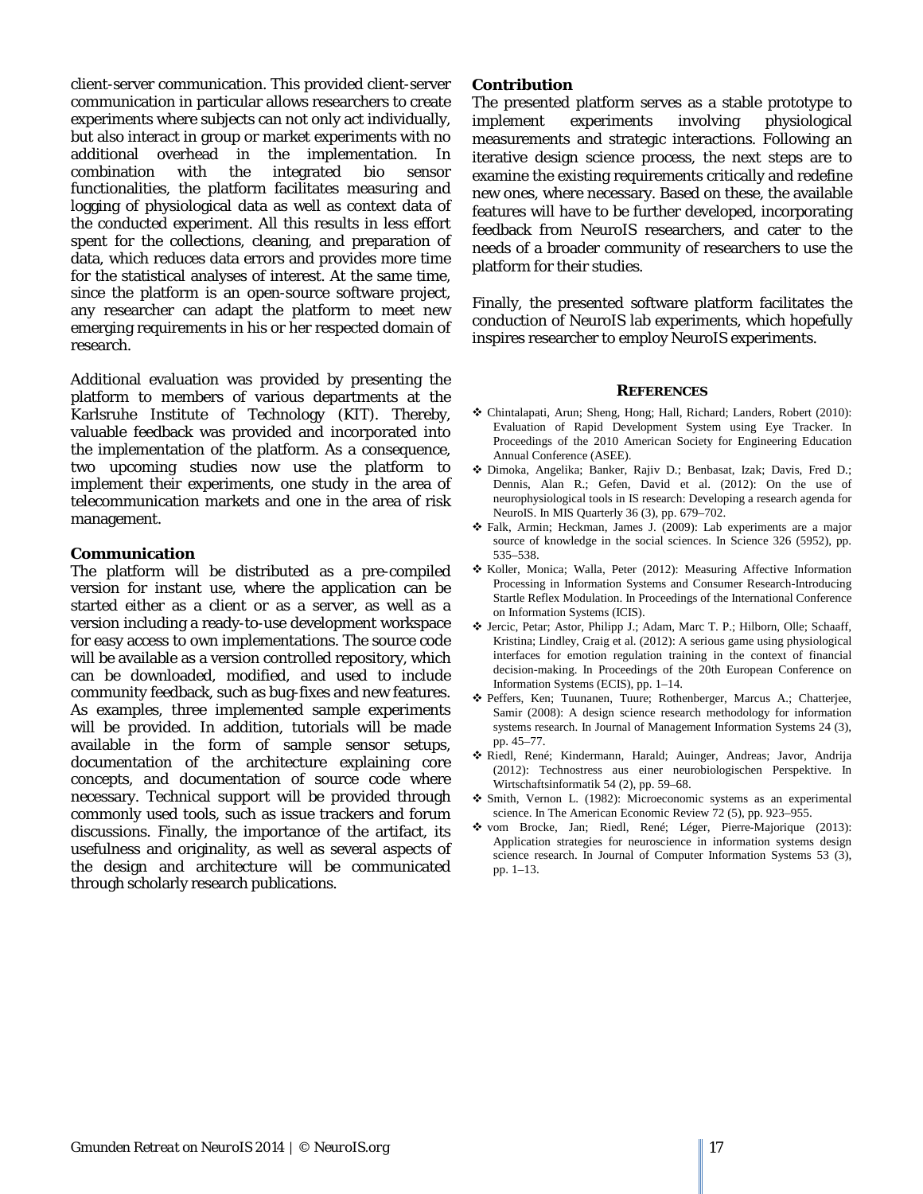client-server communication. This provided client-server communication in particular allows researchers to create experiments where subjects can not only act individually, but also interact in group or market experiments with no additional overhead in the implementation. In combination with the integrated bio sensor functionalities, the platform facilitates measuring and logging of physiological data as well as context data of the conducted experiment. All this results in less effort spent for the collections, cleaning, and preparation of data, which reduces data errors and provides more time for the statistical analyses of interest. At the same time, since the platform is an open-source software project, any researcher can adapt the platform to meet new emerging requirements in his or her respected domain of research.

Additional evaluation was provided by presenting the platform to members of various departments at the Karlsruhe Institute of Technology (KIT). Thereby, valuable feedback was provided and incorporated into the implementation of the platform. As a consequence, two upcoming studies now use the platform to implement their experiments, one study in the area of telecommunication markets and one in the area of risk management.

### Communication

The platform will be distributed as a pre-compiled version for instant use, where the application can be started either as a client or as a server, as well as a version including a ready-to-use development workspace for easy access to own implementations. The source code will be available as a version controlled repository, which can be downloaded, modified, and used to include community feedback, such as bug-fixes and new features. As examples, three implemented sample experiments will be provided. In addition, tutorials will be made available in the form of sample sensor setups, documentation of the architecture explaining core concepts, and documentation of source code where necessary. Technical support will be provided through commonly used tools, such as issue trackers and forum discussions. Finally, the importance of the artifact, its usefulness and originality, as well as several aspects of the design and architecture will be communicated through scholarly research publications.

### Contribution

The presented platform serves as a stable prototype to implement experiments involving physiological measurements and strategic interactions. Following an iterative design science process, the next steps are to examine the existing requirements critically and redefine new ones, where necessary. Based on these, the available features will have to be further developed, incorporating feedback from NeuroIS researchers, and cater to the needs of a broader community of researchers to use the platform for their studies.

Finally, the presented software platform facilitates the conduction of NeuroIS lab experiments, which hopefully inspires researcher to employ NeuroIS experiments.

## REFERENCES

- Chintalapati, Arun; Sheng, Hong; Hall, Richard; Landers, Robert (2010): Evaluation of Rapid Development System using Eye Tracker. In Proceedings of the 2010 American Society for Engineering Education Annual Conference (ASEE).
- Dimoka, Angelika; Banker, Rajiv D.; Benbasat, Izak; Davis, Fred D.; Dennis, Alan R.; Gefen, David et al. (2012): On the use of neurophysiological tools in IS research: Developing a research agenda for NeuroIS. In MIS Quarterly 36 (3), pp. 679–702.
- Falk, Armin; Heckman, James J. (2009): Lab experiments are a major source of knowledge in the social sciences. In Science 326 (5952), pp. 535–538.
- Koller, Monica; Walla, Peter (2012): Measuring Affective Information Processing in Information Systems and Consumer Research-Introducing Startle Reflex Modulation. In Proceedings of the International Conference on Information Systems (ICIS).
- Jercic, Petar; Astor, Philipp J.; Adam, Marc T. P.; Hilborn, Olle; Schaaff, Kristina; Lindley, Craig et al. (2012): A serious game using physiological interfaces for emotion regulation training in the context of financial decision-making. In Proceedings of the 20th European Conference on Information Systems (ECIS), pp. 1–14.
- Peffers, Ken; Tuunanen, Tuure; Rothenberger, Marcus A.; Chatterjee, Samir (2008): A design science research methodology for information systems research. In Journal of Management Information Systems 24 (3), pp. 45–77.
- Riedl, René; Kindermann, Harald; Auinger, Andreas; Javor, Andrija (2012): Technostress aus einer neurobiologischen Perspektive. In Wirtschaftsinformatik 54 (2), pp. 59–68.
- Smith, Vernon L. (1982): Microeconomic systems as an experimental science. In The American Economic Review 72 (5), pp. 923–955.
- vom Brocke, Jan; Riedl, René; Léger, Pierre-Majorique (2013): Application strategies for neuroscience in information systems design science research. In Journal of Computer Information Systems 53 (3), pp. 1–13.